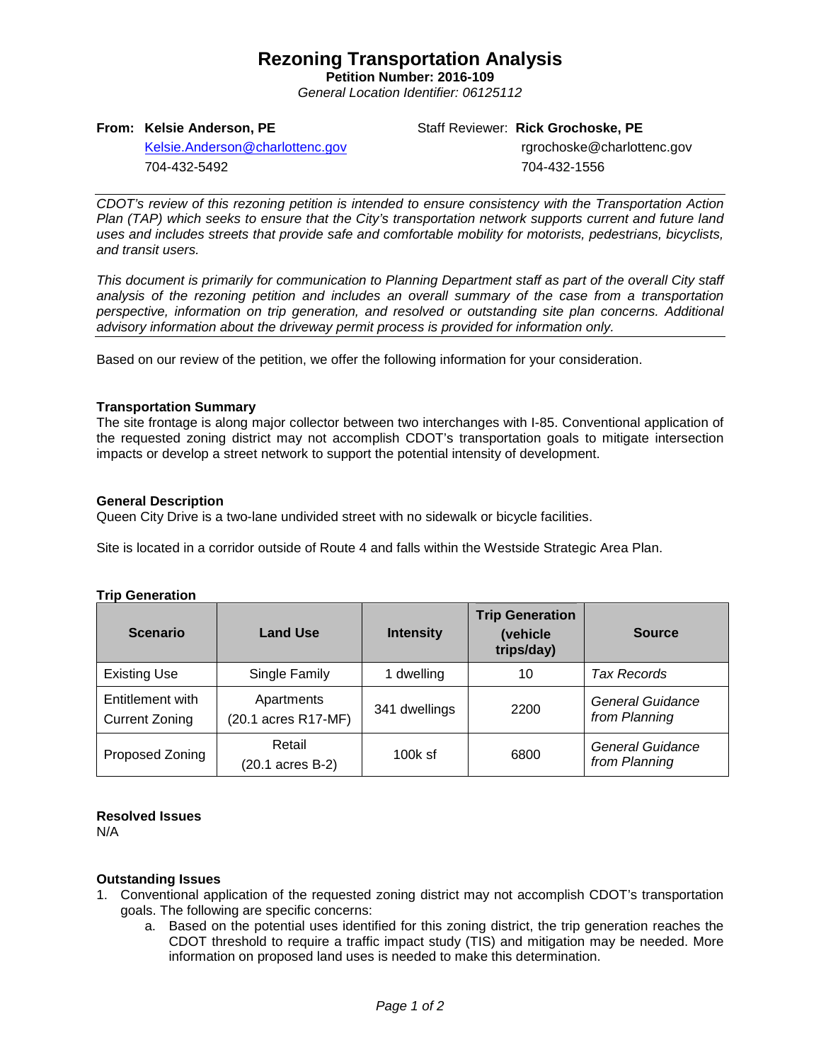# Rezoning Transportation Analysis

**Petition Number: 2016-109**

*General Location Identifier: 06125112*

**From: Kelsie Anderson, PE**
Kelsie.Anderson@charlottenc.gov
704-432-5492

Staff Reviewer: **Rick Grochoske, PE**
rgrochoske@charlottenc.gov
704-432-1556

---

*CDOT's review of this rezoning petition is intended to ensure consistency with the Transportation Action Plan (TAP) which seeks to ensure that the City's transportation network supports current and future land uses and includes streets that provide safe and comfortable mobility for motorists, pedestrians, bicyclists, and transit users.*

*This document is primarily for communication to Planning Department staff as part of the overall City staff analysis of the rezoning petition and includes an overall summary of the case from a transportation perspective, information on trip generation, and resolved or outstanding site plan concerns. Additional advisory information about the driveway permit process is provided for information only.*

---

Based on our review of the petition, we offer the following information for your consideration.

### Transportation Summary

The site frontage is along major collector between two interchanges with I-85. Conventional application of the requested zoning district may not accomplish CDOT's transportation goals to mitigate intersection impacts or develop a street network to support the potential intensity of development.

### General Description

Queen City Drive is a two-lane undivided street with no sidewalk or bicycle facilities.

Site is located in a corridor outside of Route 4 and falls within the Westside Strategic Area Plan.

### Trip Generation

| Scenario | Land Use | Intensity | Trip Generation (vehicle trips/day) | Source |
|---|---|---|---|---|
| Existing Use | Single Family | 1 dwelling | 10 | *Tax Records* |
| Entitlement with Current Zoning | Apartments (20.1 acres R17-MF) | 341 dwellings | 2200 | *General Guidance from Planning* |
| Proposed Zoning | Retail (20.1 acres B-2) | 100k sf | 6800 | *General Guidance from Planning* |

### Resolved Issues

N/A

### Outstanding Issues

1. Conventional application of the requested zoning district may not accomplish CDOT's transportation goals. The following are specific concerns:
    a. Based on the potential uses identified for this zoning district, the trip generation reaches the CDOT threshold to require a traffic impact study (TIS) and mitigation may be needed. More information on proposed land uses is needed to make this determination.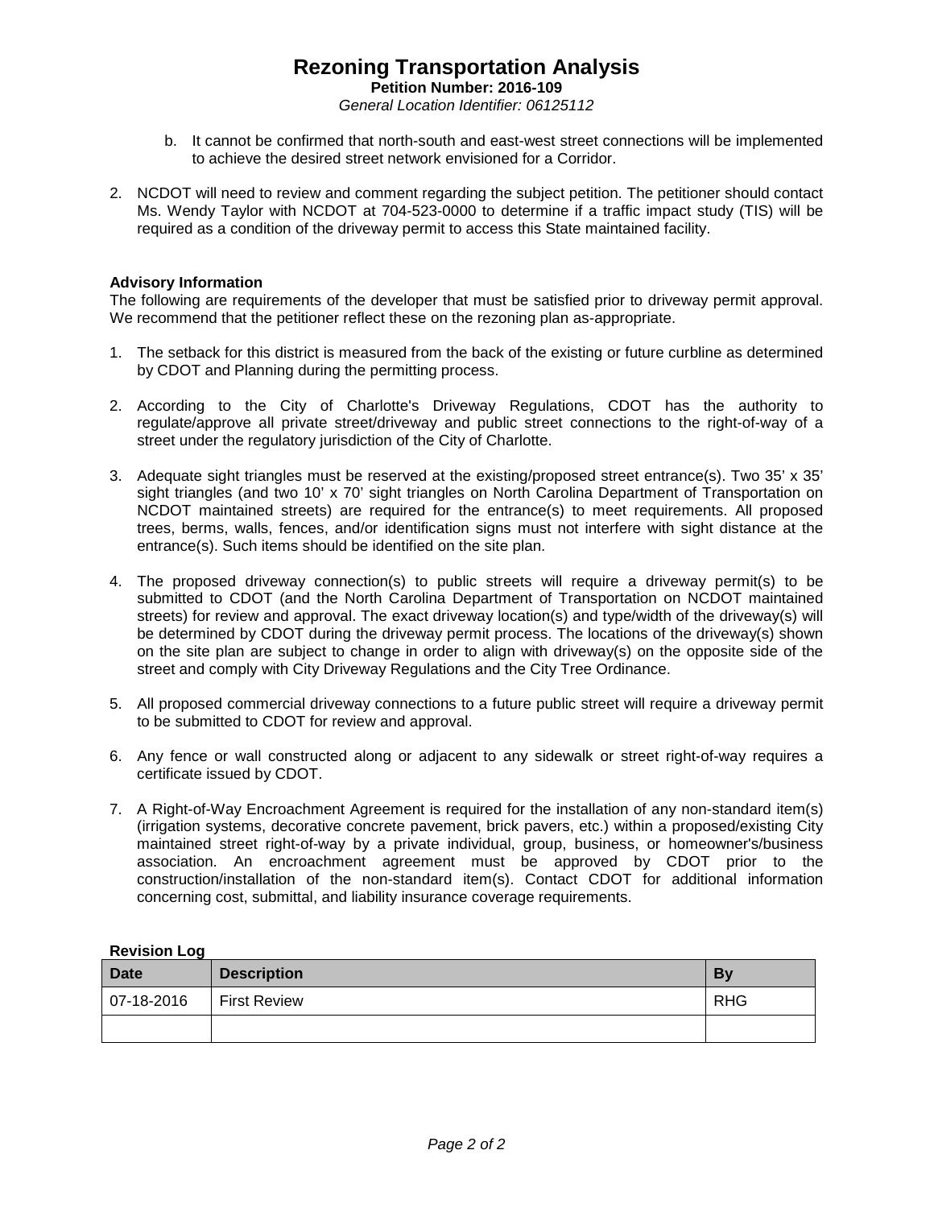# Rezoning Transportation Analysis

**Petition Number: 2016-109**

*General Location Identifier: 06125112*

   b. It cannot be confirmed that north-south and east-west street connections will be implemented to achieve the desired street network envisioned for a Corridor.

2. NCDOT will need to review and comment regarding the subject petition. The petitioner should contact Ms. Wendy Taylor with NCDOT at 704-523-0000 to determine if a traffic impact study (TIS) will be required as a condition of the driveway permit to access this State maintained facility.

**Advisory Information**

The following are requirements of the developer that must be satisfied prior to driveway permit approval. We recommend that the petitioner reflect these on the rezoning plan as-appropriate.

1. The setback for this district is measured from the back of the existing or future curbline as determined by CDOT and Planning during the permitting process.

2. According to the City of Charlotte's Driveway Regulations, CDOT has the authority to regulate/approve all private street/driveway and public street connections to the right-of-way of a street under the regulatory jurisdiction of the City of Charlotte.

3. Adequate sight triangles must be reserved at the existing/proposed street entrance(s). Two 35' x 35' sight triangles (and two 10' x 70' sight triangles on North Carolina Department of Transportation on NCDOT maintained streets) are required for the entrance(s) to meet requirements. All proposed trees, berms, walls, fences, and/or identification signs must not interfere with sight distance at the entrance(s). Such items should be identified on the site plan.

4. The proposed driveway connection(s) to public streets will require a driveway permit(s) to be submitted to CDOT (and the North Carolina Department of Transportation on NCDOT maintained streets) for review and approval. The exact driveway location(s) and type/width of the driveway(s) will be determined by CDOT during the driveway permit process. The locations of the driveway(s) shown on the site plan are subject to change in order to align with driveway(s) on the opposite side of the street and comply with City Driveway Regulations and the City Tree Ordinance.

5. All proposed commercial driveway connections to a future public street will require a driveway permit to be submitted to CDOT for review and approval.

6. Any fence or wall constructed along or adjacent to any sidewalk or street right-of-way requires a certificate issued by CDOT.

7. A Right-of-Way Encroachment Agreement is required for the installation of any non-standard item(s) (irrigation systems, decorative concrete pavement, brick pavers, etc.) within a proposed/existing City maintained street right-of-way by a private individual, group, business, or homeowner's/business association. An encroachment agreement must be approved by CDOT prior to the construction/installation of the non-standard item(s). Contact CDOT for additional information concerning cost, submittal, and liability insurance coverage requirements.

**Revision Log**

| Date | Description | By |
|---|---|---|
| 07-18-2016 | First Review | RHG |
| | | |